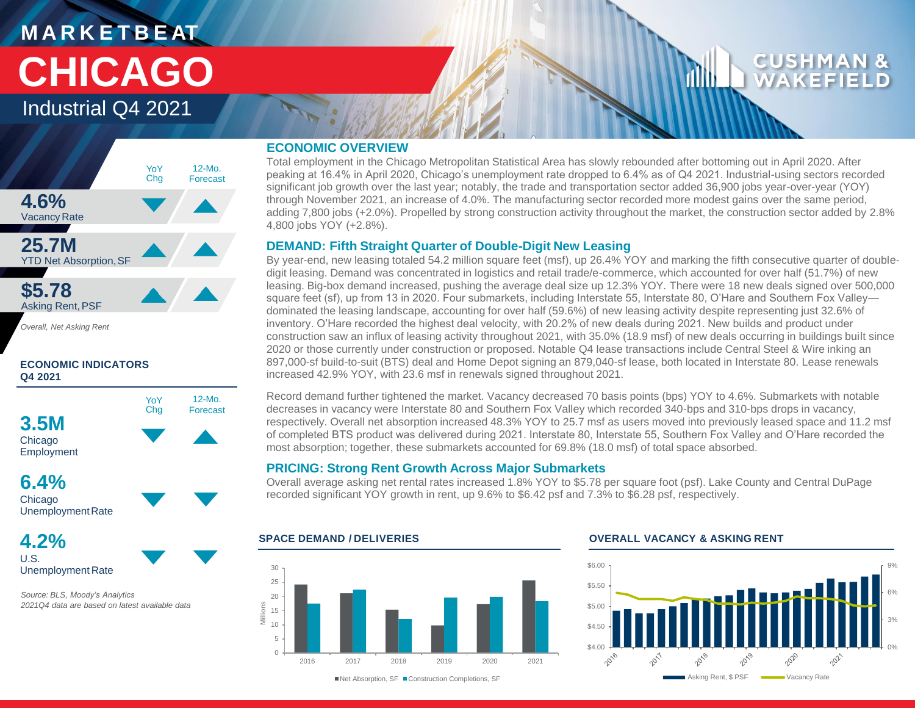# MARKETBEAT

# CHICAGO

## Industrial Q4 2021

| | YoY Chg | 12-Mo. Forecast |
|---|---|---|
| **4.6%** Vacancy Rate | ▼ | ▲ |
| **25.7M** YTD Net Absorption, SF | ▲ | ▲ |
| **$5.78** Asking Rent, PSF | ▲ | ▲ |

*Overall, Net Asking Rent*

### ECONOMIC INDICATORS Q4 2021

| | YoY Chg | 12-Mo. Forecast |
|---|---|---|
| **3.5M** Chicago Employment | ▼ | ▲ |
| **6.4%** Chicago Unemployment Rate | ▼ | ▼ |
| **4.2%** U.S. Unemployment Rate | ▼ | ▼ |

*Source: BLS, Moody's Analytics*
*2021Q4 data are based on latest available data*

## ECONOMIC OVERVIEW

Total employment in the Chicago Metropolitan Statistical Area has slowly rebounded after bottoming out in April 2020. After peaking at 16.4% in April 2020, Chicago's unemployment rate dropped to 6.4% as of Q4 2021. Industrial-using sectors recorded significant job growth over the last year; notably, the trade and transportation sector added 36,900 jobs year-over-year (YOY) through November 2021, an increase of 4.0%. The manufacturing sector recorded more modest gains over the same period, adding 7,800 jobs (+2.0%). Propelled by strong construction activity throughout the market, the construction sector added by 2.8% 4,800 jobs YOY (+2.8%).

## DEMAND: Fifth Straight Quarter of Double-Digit New Leasing

By year-end, new leasing totaled 54.2 million square feet (msf), up 26.4% YOY and marking the fifth consecutive quarter of double-digit leasing. Demand was concentrated in logistics and retail trade/e-commerce, which accounted for over half (51.7%) of new leasing. Big-box demand increased, pushing the average deal size up 12.3% YOY. There were 18 new deals signed over 500,000 square feet (sf), up from 13 in 2020. Four submarkets, including Interstate 55, Interstate 80, O'Hare and Southern Fox Valley—dominated the leasing landscape, accounting for over half (59.6%) of new leasing activity despite representing just 32.6% of inventory. O'Hare recorded the highest deal velocity, with 20.2% of new deals during 2021. New builds and product under construction saw an influx of leasing activity throughout 2021, with 35.0% (18.9 msf) of new deals occurring in buildings built since 2020 or those currently under construction or proposed. Notable Q4 lease transactions include Central Steel & Wire inking an 897,000-sf build-to-suit (BTS) deal and Home Depot signing an 879,040-sf lease, both located in Interstate 80. Lease renewals increased 42.9% YOY, with 23.6 msf in renewals signed throughout 2021.

Record demand further tightened the market. Vacancy decreased 70 basis points (bps) YOY to 4.6%. Submarkets with notable decreases in vacancy were Interstate 80 and Southern Fox Valley which recorded 340-bps and 310-bps drops in vacancy, respectively. Overall net absorption increased 48.3% YOY to 25.7 msf as users moved into previously leased space and 11.2 msf of completed BTS product was delivered during 2021. Interstate 80, Interstate 55, Southern Fox Valley and O'Hare recorded the most absorption; together, these submarkets accounted for 69.8% (18.0 msf) of total space absorbed.

## PRICING: Strong Rent Growth Across Major Submarkets

Overall average asking net rental rates increased 1.8% YOY to $5.78 per square foot (psf). Lake County and Central DuPage recorded significant YOY growth in rent, up 9.6% to $6.42 psf and 7.3% to $6.28 psf, respectively.

### SPACE DEMAND / DELIVERIES

Net Absorption, SF / Construction Completions, SF (Millions), 2016–2021

### OVERALL VACANCY & ASKING RENT

Asking Rent, $ PSF / Vacancy Rate, 2016–2021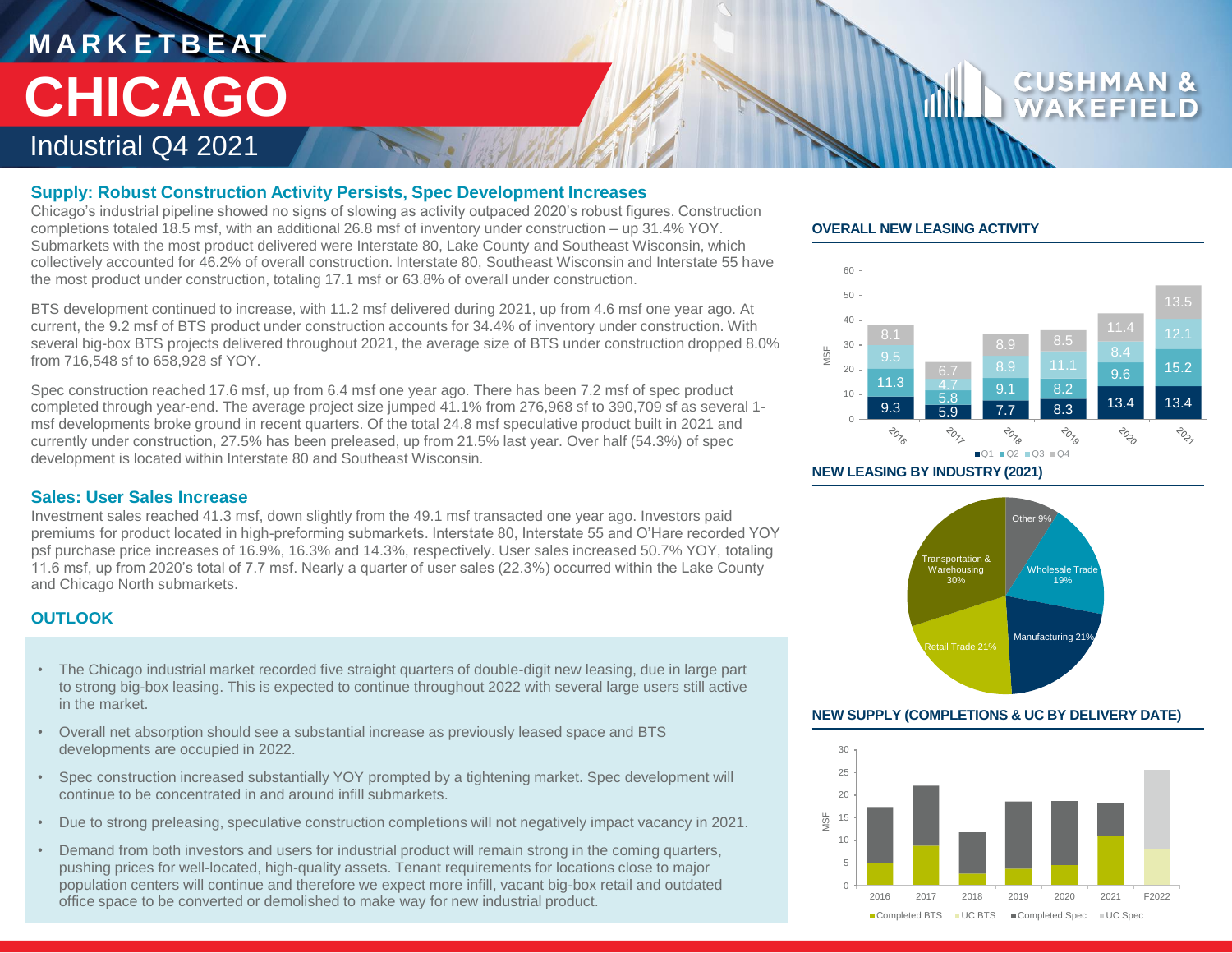# MARKETBEAT

# CHICAGO

## Industrial Q4 2021

### Supply: Robust Construction Activity Persists, Spec Development Increases

Chicago's industrial pipeline showed no signs of slowing as activity outpaced 2020's robust figures. Construction completions totaled 18.5 msf, with an additional 26.8 msf of inventory under construction – up 31.4% YOY. Submarkets with the most product delivered were Interstate 80, Lake County and Southeast Wisconsin, which collectively accounted for 46.2% of overall construction. Interstate 80, Southeast Wisconsin and Interstate 55 have the most product under construction, totaling 17.1 msf or 63.8% of overall under construction.

BTS development continued to increase, with 11.2 msf delivered during 2021, up from 4.6 msf one year ago. At current, the 9.2 msf of BTS product under construction accounts for 34.4% of inventory under construction. With several big-box BTS projects delivered throughout 2021, the average size of BTS under construction dropped 8.0% from 716,548 sf to 658,928 sf YOY.

Spec construction reached 17.6 msf, up from 6.4 msf one year ago. There has been 7.2 msf of spec product completed through year-end. The average project size jumped 41.1% from 276,968 sf to 390,709 sf as several 1-msf developments broke ground in recent quarters. Of the total 24.8 msf speculative product built in 2021 and currently under construction, 27.5% has been preleased, up from 21.5% last year. Over half (54.3%) of spec development is located within Interstate 80 and Southeast Wisconsin.

### Sales: User Sales Increase

Investment sales reached 41.3 msf, down slightly from the 49.1 msf transacted one year ago. Investors paid premiums for product located in high-preforming submarkets. Interstate 80, Interstate 55 and O'Hare recorded YOY psf purchase price increases of 16.9%, 16.3% and 14.3%, respectively. User sales increased 50.7% YOY, totaling 11.6 msf, up from 2020's total of 7.7 msf. Nearly a quarter of user sales (22.3%) occurred within the Lake County and Chicago North submarkets.

### OUTLOOK

- The Chicago industrial market recorded five straight quarters of double-digit new leasing, due in large part to strong big-box leasing. This is expected to continue throughout 2022 with several large users still active in the market.
- Overall net absorption should see a substantial increase as previously leased space and BTS developments are occupied in 2022.
- Spec construction increased substantially YOY prompted by a tightening market. Spec development will continue to be concentrated in and around infill submarkets.
- Due to strong preleasing, speculative construction completions will not negatively impact vacancy in 2021.
- Demand from both investors and users for industrial product will remain strong in the coming quarters, pushing prices for well-located, high-quality assets. Tenant requirements for locations close to major population centers will continue and therefore we expect more infill, vacant big-box retail and outdated office space to be converted or demolished to make way for new industrial product.

### OVERALL NEW LEASING ACTIVITY

MSF

| Year | Q1 | Q2 | Q3 | Q4 |
|---|---|---|---|---|
| 2016 | 9.3 | 11.3 | 9.5 | 8.1 |
| 2017 | 5.9 | 5.8 | 4.7 | 6.7 |
| 2018 | 7.7 | 9.1 | 8.9 | 8.9 |
| 2019 | 8.3 | 8.2 | 11.1 | 8.5 |
| 2020 | 13.4 | 9.6 | 8.4 | 11.4 |
| 2021 | 13.4 | 15.2 | 12.1 | 13.5 |

### NEW LEASING BY INDUSTRY (2021)

| Industry | Share |
|---|---|
| Transportation & Warehousing | 30% |
| Retail Trade | 21% |
| Manufacturing | 21% |
| Wholesale Trade | 19% |
| Other | 9% |

### NEW SUPPLY (COMPLETIONS & UC BY DELIVERY DATE)

MSF

Legend: Completed BTS, UC BTS, Completed Spec, UC Spec

Years: 2016, 2017, 2018, 2019, 2020, 2021, F2022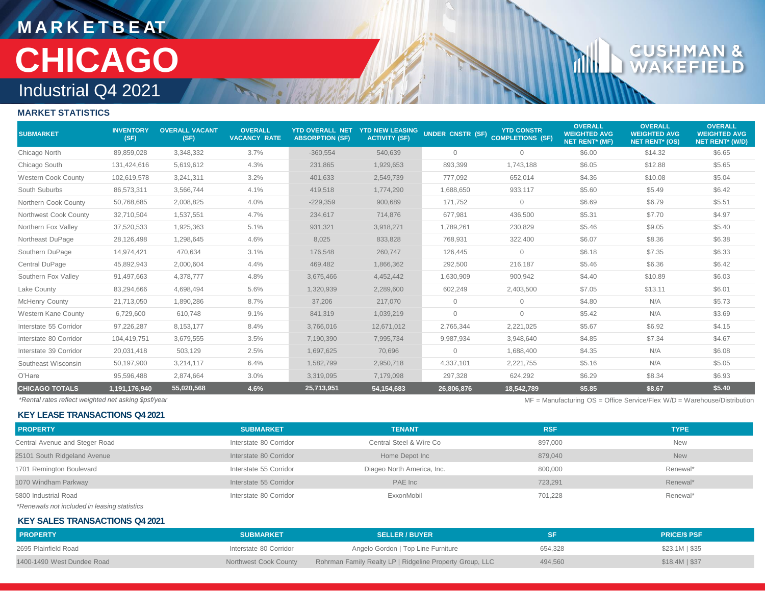# MARKETBEAT

# CHICAGO

## Industrial Q4 2021

### MARKET STATISTICS

| SUBMARKET | INVENTORY (SF) | OVERALL VACANT (SF) | OVERALL VACANCY RATE | YTD OVERALL NET ABSORPTION (SF) | YTD NEW LEASING ACTIVITY (SF) | UNDER CNSTR (SF) | YTD CONSTR COMPLETIONS (SF) | OVERALL WEIGHTED AVG NET RENT* (MF) | OVERALL WEIGHTED AVG NET RENT* (OS) | OVERALL WEIGHTED AVG NET RENT* (W/D) |
|---|---|---|---|---|---|---|---|---|---|---|
| Chicago North | 89,859,028 | 3,348,332 | 3.7% | -360,554 | 540,639 | 0 | 0 | $6.00 | $14.32 | $6.65 |
| Chicago South | 131,424,616 | 5,619,612 | 4.3% | 231,865 | 1,929,653 | 893,399 | 1,743,188 | $6.05 | $12.88 | $5.65 |
| Western Cook County | 102,619,578 | 3,241,311 | 3.2% | 401,633 | 2,549,739 | 777,092 | 652,014 | $4.36 | $10.08 | $5.04 |
| South Suburbs | 86,573,311 | 3,566,744 | 4.1% | 419,518 | 1,774,290 | 1,688,650 | 933,117 | $5.60 | $5.49 | $6.42 |
| Northern Cook County | 50,768,685 | 2,008,825 | 4.0% | -229,359 | 900,689 | 171,752 | 0 | $6.69 | $6.79 | $5.51 |
| Northwest Cook County | 32,710,504 | 1,537,551 | 4.7% | 234,617 | 714,876 | 677,981 | 436,500 | $5.31 | $7.70 | $4.97 |
| Northern Fox Valley | 37,520,533 | 1,925,363 | 5.1% | 931,321 | 3,918,271 | 1,789,261 | 230,829 | $5.46 | $9.05 | $5.40 |
| Northeast DuPage | 28,126,498 | 1,298,645 | 4.6% | 8,025 | 833,828 | 768,931 | 322,400 | $6.07 | $8.36 | $6.38 |
| Southern DuPage | 14,974,421 | 470,634 | 3.1% | 176,548 | 260,747 | 126,445 | 0 | $6.18 | $7.35 | $6.33 |
| Central DuPage | 45,892,943 | 2,000,604 | 4.4% | 469,482 | 1,866,362 | 292,500 | 216,187 | $5.46 | $6.36 | $6.42 |
| Southern Fox Valley | 91,497,663 | 4,378,777 | 4.8% | 3,675,466 | 4,452,442 | 1,630,909 | 900,942 | $4.40 | $10.89 | $6.03 |
| Lake County | 83,294,666 | 4,698,494 | 5.6% | 1,320,939 | 2,289,600 | 602,249 | 2,403,500 | $7.05 | $13.11 | $6.01 |
| McHenry County | 21,713,050 | 1,890,286 | 8.7% | 37,206 | 217,070 | 0 | 0 | $4.80 | N/A | $5.73 |
| Western Kane County | 6,729,600 | 610,748 | 9.1% | 841,319 | 1,039,219 | 0 | 0 | $5.42 | N/A | $3.69 |
| Interstate 55 Corridor | 97,226,287 | 8,153,177 | 8.4% | 3,766,016 | 12,671,012 | 2,765,344 | 2,221,025 | $5.67 | $6.92 | $4.15 |
| Interstate 80 Corridor | 104,419,751 | 3,679,555 | 3.5% | 7,190,390 | 7,995,734 | 9,987,934 | 3,948,640 | $4.85 | $7.34 | $4.67 |
| Interstate 39 Corridor | 20,031,418 | 503,129 | 2.5% | 1,697,625 | 70,696 | 0 | 1,688,400 | $4.35 | N/A | $6.08 |
| Southeast Wisconsin | 50,197,900 | 3,214,117 | 6.4% | 1,582,799 | 2,950,718 | 4,337,101 | 2,221,755 | $5.16 | N/A | $5.05 |
| O'Hare | 95,596,488 | 2,874,664 | 3.0% | 3,319,095 | 7,179,098 | 297,328 | 624,292 | $6.29 | $8.34 | $6.93 |
| **CHICAGO TOTALS** | **1,191,176,940** | **55,020,568** | **4.6%** | **25,713,951** | **54,154,683** | **26,806,876** | **18,542,789** | **$5.85** | **$8.67** | **$5.40** |

*Rental rates reflect weighted net asking $psf/year*

MF = Manufacturing OS = Office Service/Flex W/D = Warehouse/Distribution

### KEY LEASE TRANSACTIONS Q4 2021

| PROPERTY | SUBMARKET | TENANT | RSF | TYPE |
|---|---|---|---|---|
| Central Avenue and Steger Road | Interstate 80 Corridor | Central Steel & Wire Co | 897,000 | New |
| 25101 South Ridgeland Avenue | Interstate 80 Corridor | Home Depot Inc | 879,040 | New |
| 1701 Remington Boulevard | Interstate 55 Corridor | Diageo North America, Inc. | 800,000 | Renewal* |
| 1070 Windham Parkway | Interstate 55 Corridor | PAE Inc | 723,291 | Renewal* |
| 5800 Industrial Road | Interstate 80 Corridor | ExxonMobil | 701,228 | Renewal* |

*Renewals not included in leasing statistics*

### KEY SALES TRANSACTIONS Q4 2021

| PROPERTY | SUBMARKET | SELLER / BUYER | SF | PRICE/$ PSF |
|---|---|---|---|---|
| 2695 Plainfield Road | Interstate 80 Corridor | Angelo Gordon \| Top Line Furniture | 654,328 | $23.1M \| $35 |
| 1400-1490 West Dundee Road | Northwest Cook County | Rohrman Family Realty LP \| Ridgeline Property Group, LLC | 494,560 | $18.4M \| $37 |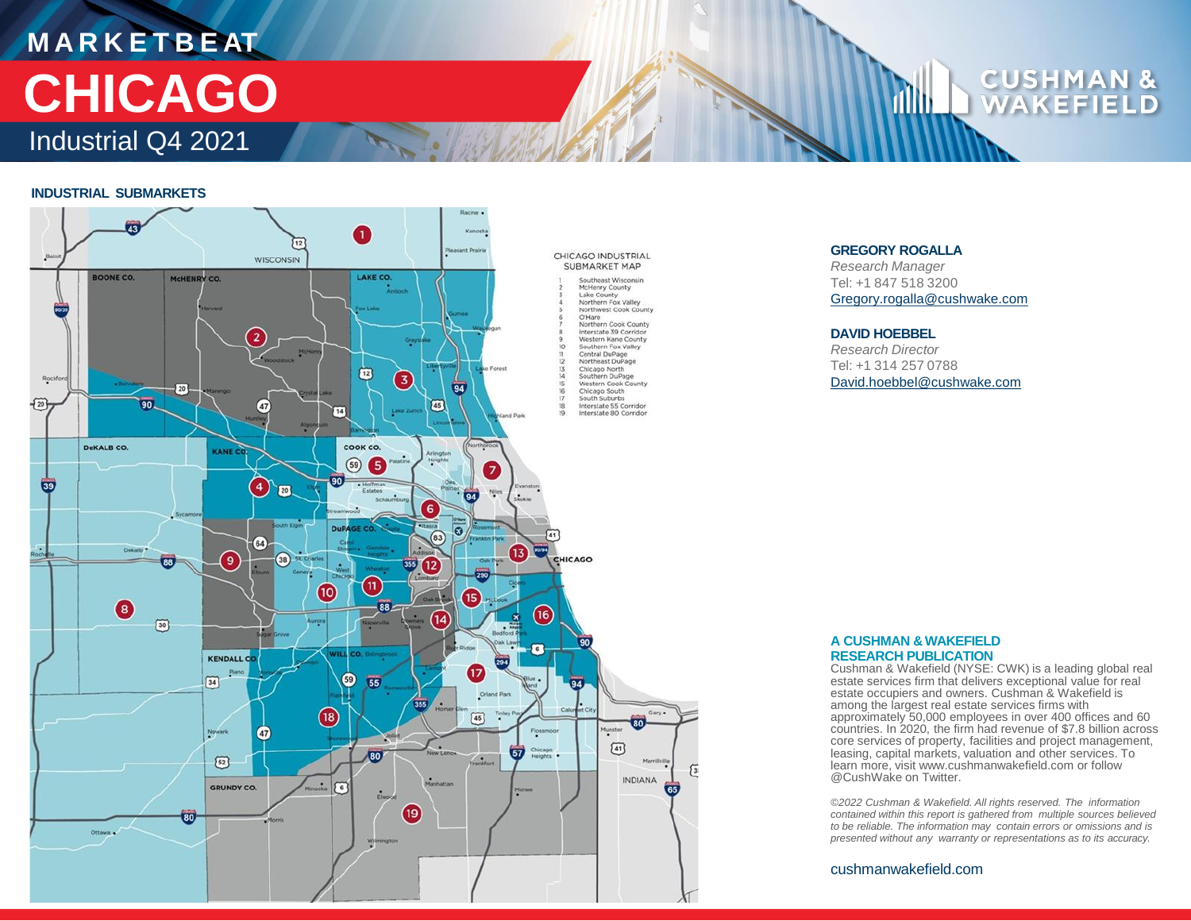# MARKETBEAT

# CHICAGO

## Industrial Q4 2021

### INDUSTRIAL SUBMARKETS

CHICAGO INDUSTRIAL SUBMARKET MAP

1. Southeast Wisconsin
2. McHenry County
3. Lake County
4. Northern Fox Valley
5. Northwest Cook County
6. O'Hare
7. Northern Cook County
8. Interstate 39 Corridor
9. Western Kane County
10. Southern Fox Valley
11. Central DuPage
12. Northeast DuPage
13. Chicago North
14. Southern DuPage
15. Western Cook County
16. Chicago South
17. South Suburbs
18. Interstate 55 Corridor
19. Interstate 80 Corridor

**GREGORY ROGALLA**
*Research Manager*
Tel: +1 847 518 3200
Gregory.rogalla@cushwake.com

**DAVID HOEBBEL**
*Research Director*
Tel: +1 314 257 0788
David.hoebbel@cushwake.com

**A CUSHMAN & WAKEFIELD RESEARCH PUBLICATION**

Cushman & Wakefield (NYSE: CWK) is a leading global real estate services firm that delivers exceptional value for real estate occupiers and owners. Cushman & Wakefield is among the largest real estate services firms with approximately 50,000 employees in over 400 offices and 60 countries. In 2020, the firm had revenue of $7.8 billion across core services of property, facilities and project management, leasing, capital markets, valuation and other services. To learn more, visit www.cushmanwakefield.com or follow @CushWake on Twitter.

*©2022 Cushman & Wakefield. All rights reserved. The information contained within this report is gathered from multiple sources believed to be reliable. The information may contain errors or omissions and is presented without any warranty or representations as to its accuracy.*

cushmanwakefield.com